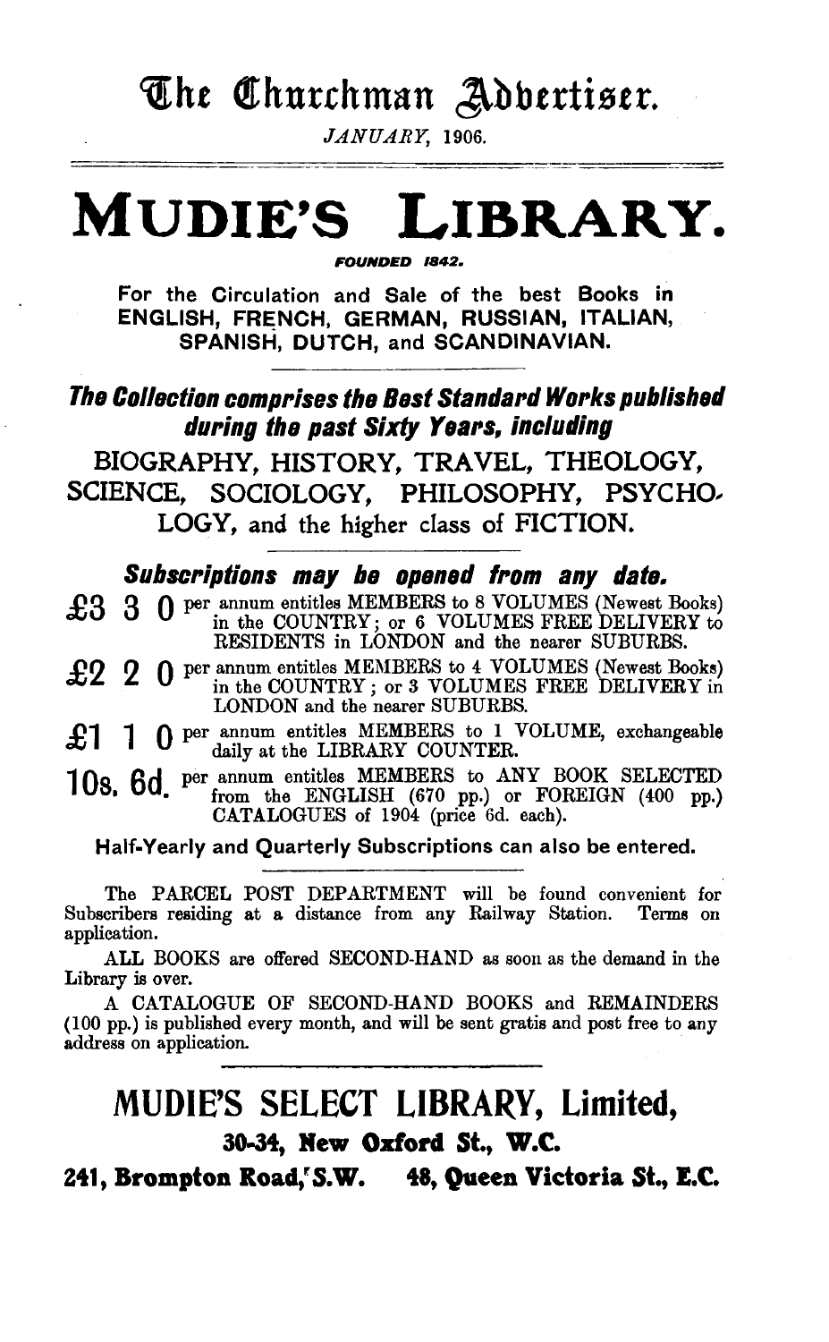# The Churchman Advertiser.

*JANUARY*, 1906.

# MUDIE'S LIBRARY.

***FOUNDED 1842.***

**For the Circulation and Sale of the best Books in ENGLISH, FRENCH, GERMAN, RUSSIAN, ITALIAN, SPANISH, DUTCH, and SCANDINAVIAN.**

***The Collection comprises the Best Standard Works published during the past Sixty Years, including***

BIOGRAPHY, HISTORY, TRAVEL, THEOLOGY, SCIENCE, SOCIOLOGY, PHILOSOPHY, PSYCHOLOGY, and the higher class of FICTION.

***Subscriptions may be opened from any date.***

**£3 3 0** per annum entitles MEMBERS to 8 VOLUMES (Newest Books) in the COUNTRY; or 6 VOLUMES FREE DELIVERY to RESIDENTS in LONDON and the nearer SUBURBS.

**£2 2 0** per annum entitles MEMBERS to 4 VOLUMES (Newest Books) in the COUNTRY; or 3 VOLUMES FREE DELIVERY in LONDON and the nearer SUBURBS.

**£1 1 0** per annum entitles MEMBERS to 1 VOLUME, exchangeable daily at the LIBRARY COUNTER.

**10s. 6d.** per annum entitles MEMBERS to ANY BOOK SELECTED from the ENGLISH (670 pp.) or FOREIGN (400 pp.) CATALOGUES of 1904 (price 6d. each).

**Half-Yearly and Quarterly Subscriptions can also be entered.**

The PARCEL POST DEPARTMENT will be found convenient for Subscribers residing at a distance from any Railway Station. Terms on application.

ALL BOOKS are offered SECOND-HAND as soon as the demand in the Library is over.

A CATALOGUE OF SECOND-HAND BOOKS and REMAINDERS (100 pp.) is published every month, and will be sent gratis and post free to any address on application.

## MUDIE'S SELECT LIBRARY, Limited,

**30-34, New Oxford St., W.C.**

**241, Brompton Road, S.W. 48, Queen Victoria St., E.C.**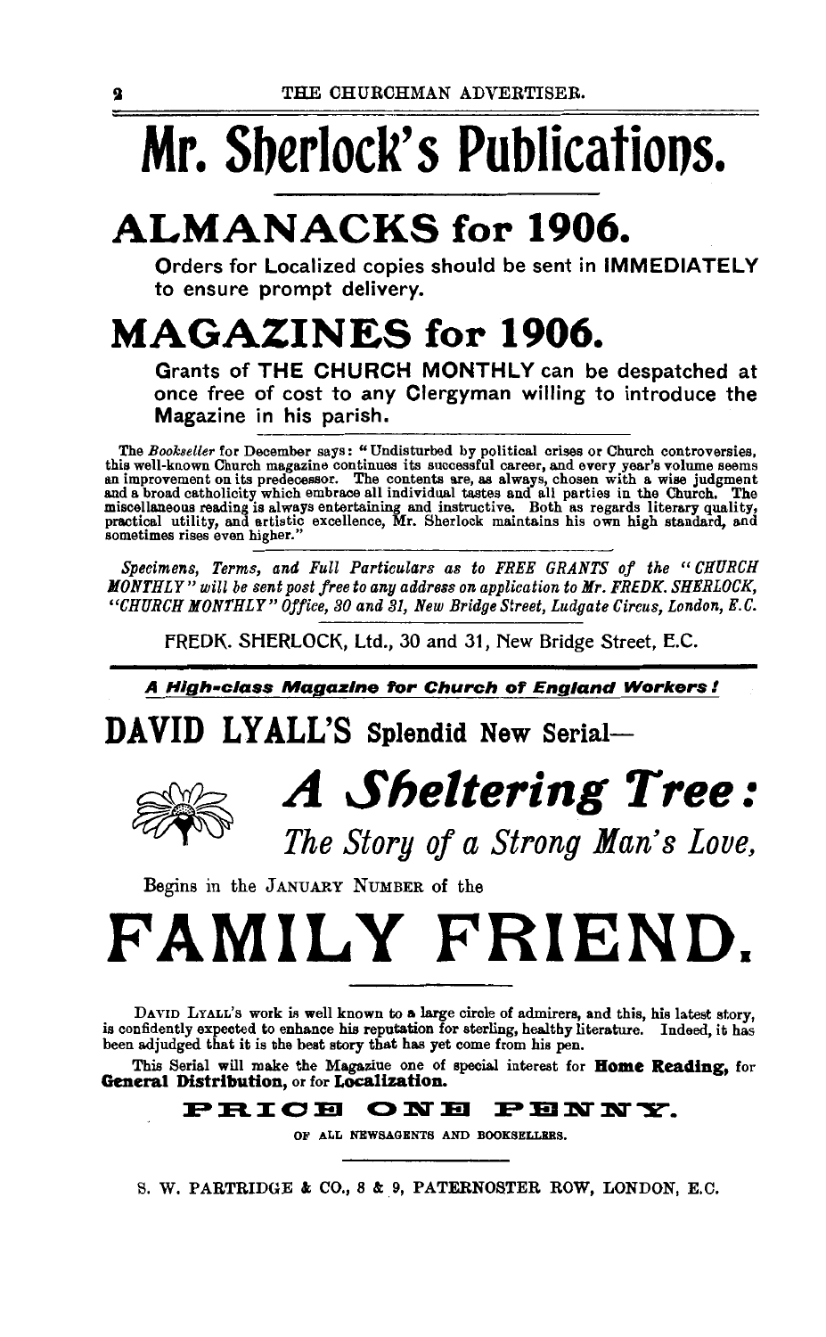# Mr. Sherlock's Publications.

## ALMANACKS for 1906.

**Orders for Localized copies should be sent in IMMEDIATELY to ensure prompt delivery.**

## MAGAZINES for 1906.

**Grants of THE CHURCH MONTHLY can be despatched at once free of cost to any Clergyman willing to introduce the Magazine in his parish.**

The *Bookseller* for December says: "Undisturbed by political crises or Church controversies, this well-known Church magazine continues its successful career, and every year's volume seems an improvement on its predecessor. The contents are, as always, chosen with a wise judgment and a broad catholicity which embrace all individual tastes and all parties in the Church. The miscellaneous reading is always entertaining and instructive. Both as regards literary quality, practical utility, and artistic excellence, Mr. Sherlock maintains his own high standard, and sometimes rises even higher."

*Specimens, Terms, and Full Particulars as to FREE GRANTS of the "CHURCH MONTHLY" will be sent post free to any address on application to Mr. FREDK. SHERLOCK, "CHURCH MONTHLY" Office, 30 and 31, New Bridge Street, Ludgate Circus, London, E.C.*

FREDK. SHERLOCK, Ltd., 30 and 31, New Bridge Street, E.C.

---

***A High-class Magazine for Church of England Workers!***

## DAVID LYALL'S Splendid New Serial—

# *A Sheltering Tree:*

## *The Story of a Strong Man's Love,*

Begins in the JANUARY NUMBER of the

# FAMILY FRIEND.

DAVID LYALL'S work is well known to a large circle of admirers, and this, his latest story, is confidently expected to enhance his reputation for sterling, healthy literature. Indeed, it has been adjudged that it is the best story that has yet come from his pen.

This Serial will make the Magazine one of special interest for **Home Reading,** for **General Distribution,** or for **Localization.**

**PRICE ONE PENNY.**

OF ALL NEWSAGENTS AND BOOKSELLERS.

S. W. PARTRIDGE & CO., 8 & 9, PATERNOSTER ROW, LONDON, E.C.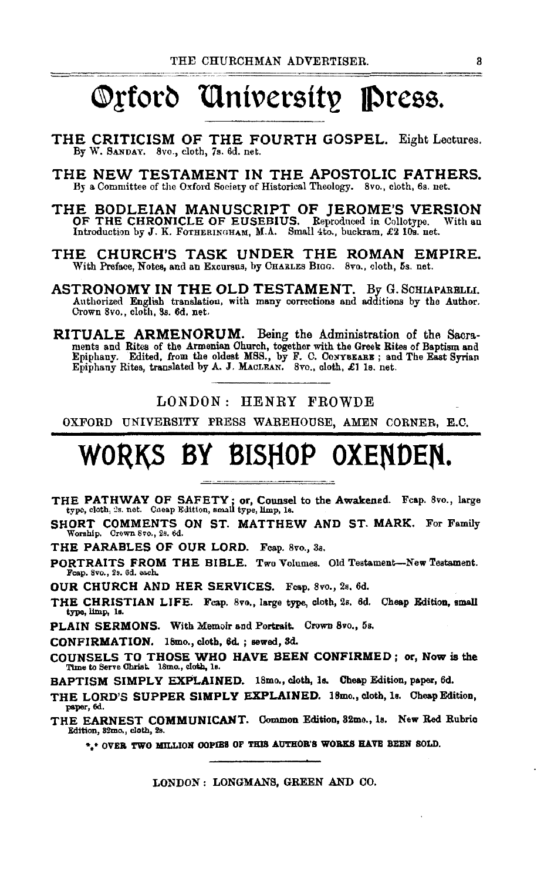# Oxford University Press.

**THE CRITICISM OF THE FOURTH GOSPEL.** Eight Lectures. By W. SANDAY. 8vo., cloth, 7s. 6d. net.

**THE NEW TESTAMENT IN THE APOSTOLIC FATHERS.** By a Committee of the Oxford Society of Historical Theology. 8vo., cloth, 6s. net.

**THE BODLEIAN MANUSCRIPT OF JEROME'S VERSION OF THE CHRONICLE OF EUSEBIUS.** Reproduced in Collotype. With an Introduction by J. K. FOTHERINGHAM, M.A. Small 4to., buckram, £2 10s. net.

**THE CHURCH'S TASK UNDER THE ROMAN EMPIRE.** With Preface, Notes, and an Excursus, by CHARLES BIGG. 8vo., cloth, 5s. net.

**ASTRONOMY IN THE OLD TESTAMENT.** By G. SCHIAPARELLI. Authorized English translation, with many corrections and additions by the Author. Crown 8vo., cloth, 3s. 6d. net.

**RITUALE ARMENORUM.** Being the Administration of the Sacraments and Rites of the Armenian Church, together with the Greek Rites of Baptism and Epiphany. Edited, from the oldest MSS., by F. C. CONYBEARE; and The East Syrian Epiphany Rites, translated by A. J. MACLEAN. 8vo., cloth, £1 1s. net.

LONDON: HENRY FROWDE

OXFORD UNIVERSITY PRESS WAREHOUSE, AMEN CORNER, E.C.

# WORKS BY BISHOP OXENDEN.

**THE PATHWAY OF SAFETY; or, Counsel to the Awakened.** Fcap. 8vo., large type, cloth, 2s. net. Cheap Edition, small type, limp, 1s.

**SHORT COMMENTS ON ST. MATTHEW AND ST. MARK.** For Family Worship. Crown 8vo., 2s. 6d.

**THE PARABLES OF OUR LORD.** Fcap. 8vo., 3s.

**PORTRAITS FROM THE BIBLE.** Two Volumes. Old Testament—New Testament. Fcap. 8vo., 2s. 6d. each.

**OUR CHURCH AND HER SERVICES.** Fcap. 8vo., 2s. 6d.

**THE CHRISTIAN LIFE.** Fcap. 8vo., large type, cloth, 2s. 6d. Cheap Edition, small type, limp, 1s.

**PLAIN SERMONS.** With Memoir and Portrait. Crown 8vo., 5s.

**CONFIRMATION.** 18mo., cloth, 6d.; sewed, 3d.

**COUNSELS TO THOSE WHO HAVE BEEN CONFIRMED; or, Now is the Time to Serve Christ.** 18mo., cloth, 1s.

**BAPTISM SIMPLY EXPLAINED.** 18mo., cloth, 1s. Cheap Edition, paper, 6d.

**THE LORD'S SUPPER SIMPLY EXPLAINED.** 18mo., cloth, 1s. Cheap Edition, paper, 6d.

**THE EARNEST COMMUNICANT.** Common Edition, 32mo., 1s. New Red Rubric Edition, 32mo., cloth, 2s.

\*\*\* OVER TWO MILLION COPIES OF THIS AUTHOR'S WORKS HAVE BEEN SOLD.

LONDON: LONGMANS, GREEN AND CO.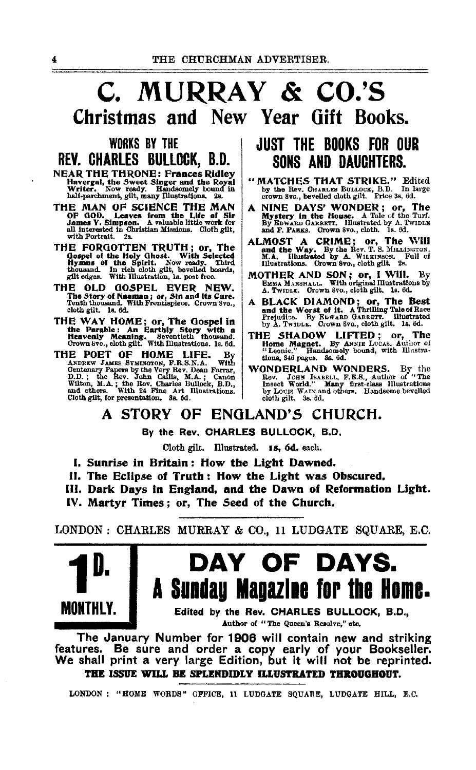# C. MURRAY & CO.'S

## Christmas and New Year Gift Books.

### WORKS BY THE REV. CHARLES BULLOCK, B.D.

**NEAR THE THRONE: Frances Ridley Havergal, the Sweet Singer and the Royal Writer.** Now ready. Handsomely bound in half-parchment, gilt, many Illustrations. 2s.

**THE MAN OF SCIENCE THE MAN OF GOD. Leaves from the Life of Sir James Y. Simpson.** A valuable little work for all interested in Christian Missions. Cloth gilt, with Portrait. 2s.

**THE FORGOTTEN TRUTH; or, The Gospel of the Holy Ghost. With Selected Hymns of the Spirit.** Now ready. Third thousand. In rich cloth gilt, bevelled boards, gilt edges. With Illustration, 1s. post free.

**THE OLD GOSPEL EVER NEW. The Story of Naaman; or, Sin and its Cure.** Tenth thousand. With Frontispiece. Crown 8vo., cloth gilt. 1s. 6d.

**THE WAY HOME; or, The Gospel in the Parable: An Earthly Story with a Heavenly Meaning.** Seventieth thousand. Crown 8vo., cloth gilt. With Illustrations. 1s. 6d.

**THE POET OF HOME LIFE.** By ANDREW JAMES SYMINGTON, F.R.S.N.A. With Centenary Papers by the Very Rev. Dean Farrar, D.D.; the Rev. John Callis, M.A.; Canon Wilton, M.A.; the Rev. Charles Bullock, B.D., and others. With 24 Fine Art Illustrations. Cloth gilt, for presentation. 3s. 6d.

### JUST THE BOOKS FOR OUR SONS AND DAUGHTERS.

**"MATCHES THAT STRIKE."** Edited by the Rev. CHARLES BULLOCK, B.D. In large crown 8vo., bevelled cloth gilt. Price 3s. 6d.

**A NINE DAYS' WONDER; or, The Mystery in the House.** A Tale of the Turf. By EDWARD GARRETT. Illustrated by A. TWIDLE and F. PARKS. Crown 8vo., cloth. 1s. 6d.

**ALMOST A CRIME; or, The Will and the Way.** By the Rev. T. S. MILLINGTON, M.A. Illustrated by A. WILKINSON. Full of Illustrations. Crown 8vo., cloth gilt. 2s.

**MOTHER AND SON; or, I Will.** By EMMA MARSHALL. With original Illustrations by A. TWIDLE. Crown 8vo., cloth gilt. 1s. 6d.

**A BLACK DIAMOND; or, The Best and the Worst of it.** A Thrilling Tale of Race Prejudice. By EDWARD GARRETT. Illustrated by A. TWIDLE. Crown 8vo., cloth gilt. 1s. 6d.

**THE SHADOW LIFTED; or, The Home Magnet.** By ANNIE LUCAS, Author of "Leonie." Handsomely bound, with Illustrations, 346 pages. 3s. 6d.

**WONDERLAND WONDERS.** By the Rev. JOHN ISABELL, F.E.S., Author of "The Insect World." Many first-class Illustrations by LOUIS WAIN and others. Handsome bevelled cloth gilt. 3s. 6d.

### A STORY OF ENGLAND'S CHURCH.

By the Rev. CHARLES BULLOCK, B.D.

Cloth gilt. Illustrated. 1s. 6d. each.

I. **Sunrise in Britain: How the Light Dawned.**

II. **The Eclipse of Truth: How the Light was Obscured.**

III. **Dark Days in England, and the Dawn of Reformation Light.**

IV. **Martyr Times; or, The Seed of the Church.**

LONDON: CHARLES MURRAY & CO., 11 LUDGATE SQUARE, E.C.

---

**1D. MONTHLY.**

# DAY OF DAYS.

## A Sunday Magazine for the Home.

Edited by the Rev. CHARLES BULLOCK, B.D., Author of "The Queen's Resolve," etc.

The January Number for 1906 will contain new and striking features. Be sure and order a copy early of your Bookseller. We shall print a very large Edition, but it will not be reprinted.

**THE ISSUE WILL BE SPLENDIDLY ILLUSTRATED THROUGHOUT.**

LONDON: "HOME WORDS" OFFICE, 11 LUDGATE SQUARE, LUDGATE HILL, E.C.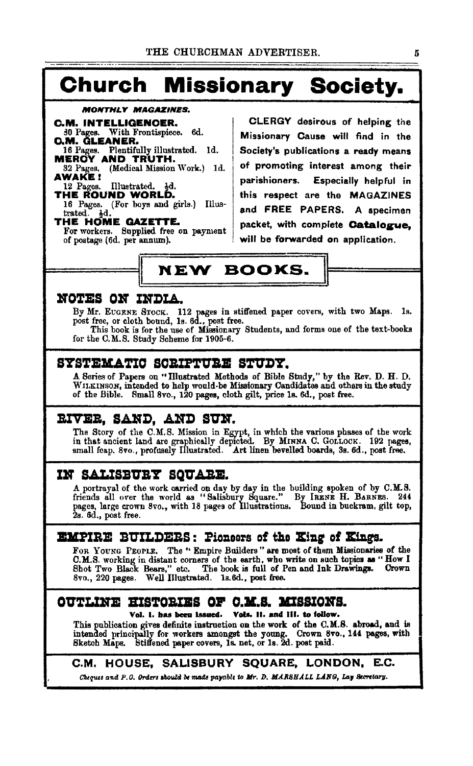# Church Missionary Society.

***MONTHLY MAGAZINES.***

**C.M. INTELLIGENCER.**
30 Pages. With Frontispiece. 6d.

**C.M. GLEANER.**
16 Pages. Plentifully illustrated. 1d.

**MERCY AND TRUTH.**
32 Pages. (Medical Mission Work.) 1d.

**AWAKE!**
12 Pages. Illustrated. ½d.

**THE ROUND WORLD.**
16 Pages. (For boys and girls.) Illustrated. ½d.

**THE HOME GAZETTE.**
For workers. Supplied free on payment of postage (6d. per annum).

CLERGY desirous of helping the Missionary Cause will find in the Society's publications a ready means of promoting interest among their parishioners. Especially helpful in this respect are the MAGAZINES and FREE PAPERS. A specimen packet, with complete **Catalogue**, will be forwarded on application.

## NEW BOOKS.

### NOTES ON INDIA.

By Mr. EUGENE STOCK. 112 pages in stiffened paper covers, with two Maps. 1s. post free, or cloth bound, 1s. 6d., post free.

This book is for the use of Missionary Students, and forms one of the text-books for the C.M.S. Study Scheme for 1905-6.

### SYSTEMATIC SCRIPTURE STUDY.

A Series of Papers on "Illustrated Methods of Bible Study," by the Rev. D. H. D. WILKINSON, intended to help would-be Missionary Candidates and others in the study of the Bible. Small 8vo., 120 pages, cloth gilt, price 1s. 6d., post free.

### RIVER, SAND, AND SUN.

The Story of the C.M.S. Mission in Egypt, in which the various phases of the work in that ancient land are graphically depicted. By MINNA C. GOLLOCK. 192 pages, small fcap. 8vo., profusely Illustrated. Art linen bevelled boards, 3s. 6d., post free.

### IN SALISBURY SQUARE.

A portrayal of the work carried on day by day in the building spoken of by C.M.S. friends all over the world as "Salisbury Square." By IRENE H. BARNES. 244 pages, large crown 8vo., with 18 pages of Illustrations. Bound in buckram, gilt top, 2s. 6d., post free.

### EMPIRE BUILDERS: Pioneers of the King of Kings.

FOR YOUNG PEOPLE. The "Empire Builders" are most of them Missionaries of the C.M.S. working in distant corners of the earth, who write on such topics as "How I Shot Two Black Bears," etc. The book is full of Pen and Ink Drawings. Crown 8vo., 220 pages. Well Illustrated. 1s. 6d., post free.

### OUTLINE HISTORIES OF C.M.S. MISSIONS.

**Vol. I. has been issued. Vols. II. and III. to follow.**

This publication gives definite instruction on the work of the C.M.S. abroad, and is intended principally for workers amongst the young. Crown 8vo., 144 pages, with Sketch Maps. Stiffened paper covers, 1s. net, or 1s. 2d. post paid.

**C.M. HOUSE, SALISBURY SQUARE, LONDON, E.C.**

*Cheques and P.O. Orders should be made payable to Mr. D. MARSHALL LANG, Lay Secretary.*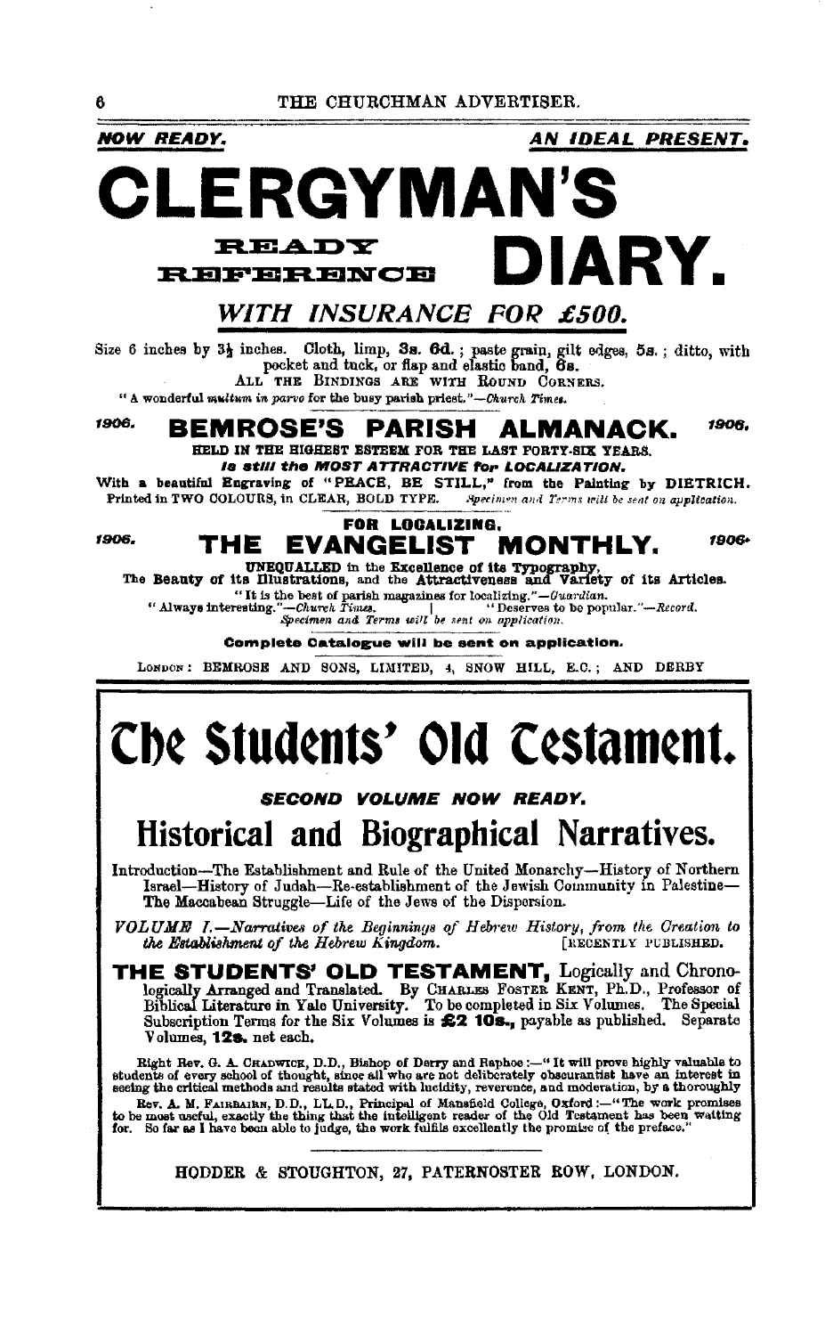**NOW READY.** **AN IDEAL PRESENT.**

# CLERGYMAN'S READY REFERENCE DIARY.

## *WITH INSURANCE FOR £500.*

Size 6 inches by 3½ inches. Cloth, limp, **3s. 6d.**; paste grain, gilt edges, **5s.**; ditto, with pocket and tuck, or flap and elastic band, **6s.**

ALL THE BINDINGS ARE WITH ROUND CORNERS.

"A wonderful *multum in parvo* for the busy parish priest."—*Church Times.*

## 1906. BEMROSE'S PARISH ALMANACK. 1906.

**HELD IN THE HIGHEST ESTEEM FOR THE LAST FORTY-SIX YEARS.**

***Is still the MOST ATTRACTIVE for LOCALIZATION.***

**With a beautiful Engraving of "PEACE, BE STILL," from the Painting by DIETRICH.** Printed in TWO COLOURS, in CLEAR, BOLD TYPE. *Specimen and Terms will be sent on application.*

**FOR LOCALIZING.**

## 1906. THE EVANGELIST MONTHLY. 1906.

**UNEQUALLED** in the **Excellence of its Typography**, The **Beauty of its Illustrations**, and the **Attractiveness and Variety of its Articles.**

"It is the best of parish magazines for localizing."—*Guardian.*

"Always interesting."—*Church Times.* | "Deserves to be popular."—*Record.*

*Specimen and Terms will be sent on application.*

**Complete Catalogue will be sent on application.**

LONDON: BEMROSE AND SONS, LIMITED, 4, SNOW HILL, E.C.; AND DERBY

---

# The Students' Old Testament.

***SECOND VOLUME NOW READY.***

## Historical and Biographical Narratives.

Introduction—The Establishment and Rule of the United Monarchy—History of Northern Israel—History of Judah—Re-establishment of the Jewish Community in Palestine—The Maccabean Struggle—Life of the Jews of the Dispersion.

*VOLUME I.—Narratives of the Beginnings of Hebrew History, from the Creation to the Establishment of the Hebrew Kingdom.* [RECENTLY PUBLISHED.

**THE STUDENTS' OLD TESTAMENT,** Logically and Chronologically Arranged and Translated. By CHARLES FOSTER KENT, Ph.D., Professor of Biblical Literature in Yale University. To be completed in Six Volumes. The Special Subscription Terms for the Six Volumes is **£2 10s.,** payable as published. Separate Volumes, **12s.** net each.

Right Rev. G. A. CHADWICK, D.D., Bishop of Derry and Raphoe:—"It will prove highly valuable to students of every school of thought, since all who are not deliberately obscurantist have an interest in seeing the critical methods and results stated with lucidity, reverence, and moderation, by a thoroughly

Rev. A. M. FAIRBAIRN, D.D., LL.D., Principal of Mansfield College, Oxford:—"The work promises to be most useful, exactly the thing that the intelligent reader of the Old Testament has been waiting for. So far as I have been able to judge, the work fulfils excellently the promise of the preface."

HODDER & STOUGHTON, 27, PATERNOSTER ROW, LONDON.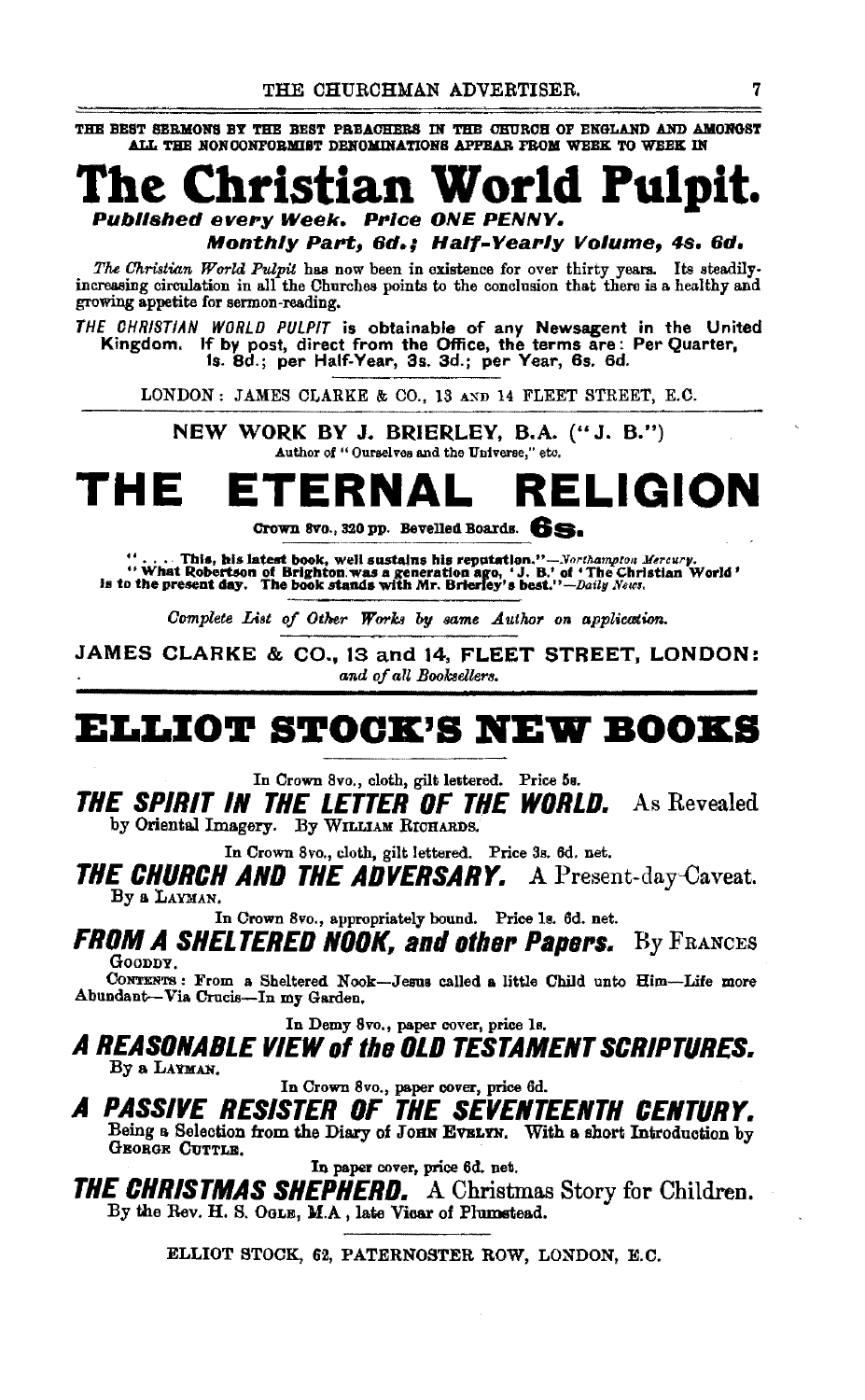THE BEST SERMONS BY THE BEST PREACHERS IN THE CHURCH OF ENGLAND AND AMONGST ALL THE NONCONFORMIST DENOMINATIONS APPEAR FROM WEEK TO WEEK IN

# The Christian World Pulpit.

***Published every Week. Price ONE PENNY.***

***Monthly Part, 6d.; Half-Yearly Volume, 4s. 6d.***

*The Christian World Pulpit* has now been in existence for over thirty years. Its steadily-increasing circulation in all the Churches points to the conclusion that there is a healthy and growing appetite for sermon-reading.

*THE CHRISTIAN WORLD PULPIT* is obtainable of any Newsagent in the United Kingdom. If by post, direct from the Office, the terms are: Per Quarter, 1s. 8d.; per Half-Year, 3s. 3d.; per Year, 6s. 6d.

LONDON: JAMES CLARKE & CO., 13 AND 14 FLEET STREET, E.C.

---

NEW WORK BY J. BRIERLEY, B.A. ("J. B.")

Author of "Ourselves and the Universe," etc.

# THE ETERNAL RELIGION

Crown 8vo., 320 pp. Bevelled Boards. **6s.**

". . . This, his latest book, well sustains his reputation."—*Northampton Mercury.*
"What Robertson of Brighton was a generation ago, 'J. B.' of 'The Christian World' is to the present day. The book stands with Mr. Brierley's best."—*Daily News.*

*Complete List of Other Works by same Author on application.*

JAMES CLARKE & CO., 13 and 14, FLEET STREET, LONDON:
*and of all Booksellers.*

---

# ELLIOT STOCK'S NEW BOOKS

In Crown 8vo., cloth, gilt lettered. Price 5s.

***THE SPIRIT IN THE LETTER OF THE WORLD.*** As Revealed by Oriental Imagery. By WILLIAM RICHARDS.

In Crown 8vo., cloth, gilt lettered. Price 3s. 6d. net.

***THE CHURCH AND THE ADVERSARY.*** A Present-day Caveat. By a LAYMAN.

In Crown 8vo., appropriately bound. Price 1s. 6d. net.

***FROM A SHELTERED NOOK, and other Papers.*** By FRANCES GOODDY.

CONTENTS: From a Sheltered Nook—Jesus called a little Child unto Him—Life more Abundant—Via Crucis—In my Garden.

In Demy 8vo., paper cover, price 1s.

***A REASONABLE VIEW of the OLD TESTAMENT SCRIPTURES.*** By a LAYMAN.

In Crown 8vo., paper cover, price 6d.

***A PASSIVE RESISTER OF THE SEVENTEENTH CENTURY.*** Being a Selection from the Diary of JOHN EVELYN. With a short Introduction by GEORGE CUTTLE.

In paper cover, price 6d. net.

***THE CHRISTMAS SHEPHERD.*** A Christmas Story for Children. By the Rev. H. S. OGLE, M.A., late Vicar of Plumstead.

ELLIOT STOCK, 62, PATERNOSTER ROW, LONDON, E.C.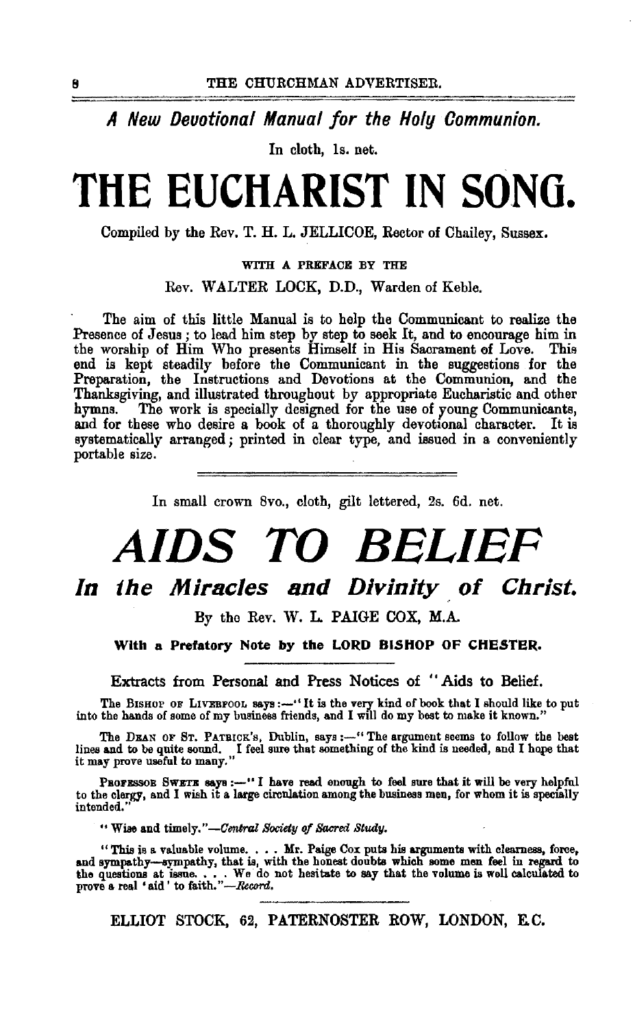*A New Devotional Manual for the Holy Communion.*

In cloth, 1s. net.

# THE EUCHARIST IN SONG.

Compiled by the Rev. T. H. L. JELLICOE, Rector of Chailey, Sussex.

WITH A PREFACE BY THE

Rev. WALTER LOCK, D.D., Warden of Keble.

The aim of this little Manual is to help the Communicant to realize the Presence of Jesus; to lead him step by step to seek It, and to encourage him in the worship of Him Who presents Himself in His Sacrament of Love. This end is kept steadily before the Communicant in the suggestions for the Preparation, the Instructions and Devotions at the Communion, and the Thanksgiving, and illustrated throughout by appropriate Eucharistic and other hymns. The work is specially designed for the use of young Communicants, and for these who desire a book of a thoroughly devotional character. It is systematically arranged; printed in clear type, and issued in a conveniently portable size.

---

In small crown 8vo., cloth, gilt lettered, 2s. 6d. net.

# *AIDS TO BELIEF*

## *In the Miracles and Divinity of Christ.*

By the Rev. W. L. PAIGE COX, M.A.

**With a Prefatory Note by the LORD BISHOP OF CHESTER.**

Extracts from Personal and Press Notices of "Aids to Belief.

The BISHOP OF LIVERPOOL says:—"It is the very kind of book that I should like to put into the hands of some of my business friends, and I will do my best to make it known."

The DEAN OF ST. PATRICK'S, Dublin, says:—"The argument seems to follow the best lines and to be quite sound. I feel sure that something of the kind is needed, and I hope that it may prove useful to many."

PROFESSOR SWETE says:—"I have read enough to feel sure that it will be very helpful to the clergy, and I wish it a large circulation among the business men, for whom it is specially intended."

"Wise and timely."—*Central Society of Sacred Study.*

"This is a valuable volume. . . . Mr. Paige Cox puts his arguments with clearness, force, and sympathy—sympathy, that is, with the honest doubts which some men feel in regard to the questions at issue. . . . We do not hesitate to say that the volume is well calculated to prove a real 'aid' to faith."—*Record.*

---

ELLIOT STOCK, 62, PATERNOSTER ROW, LONDON, E.C.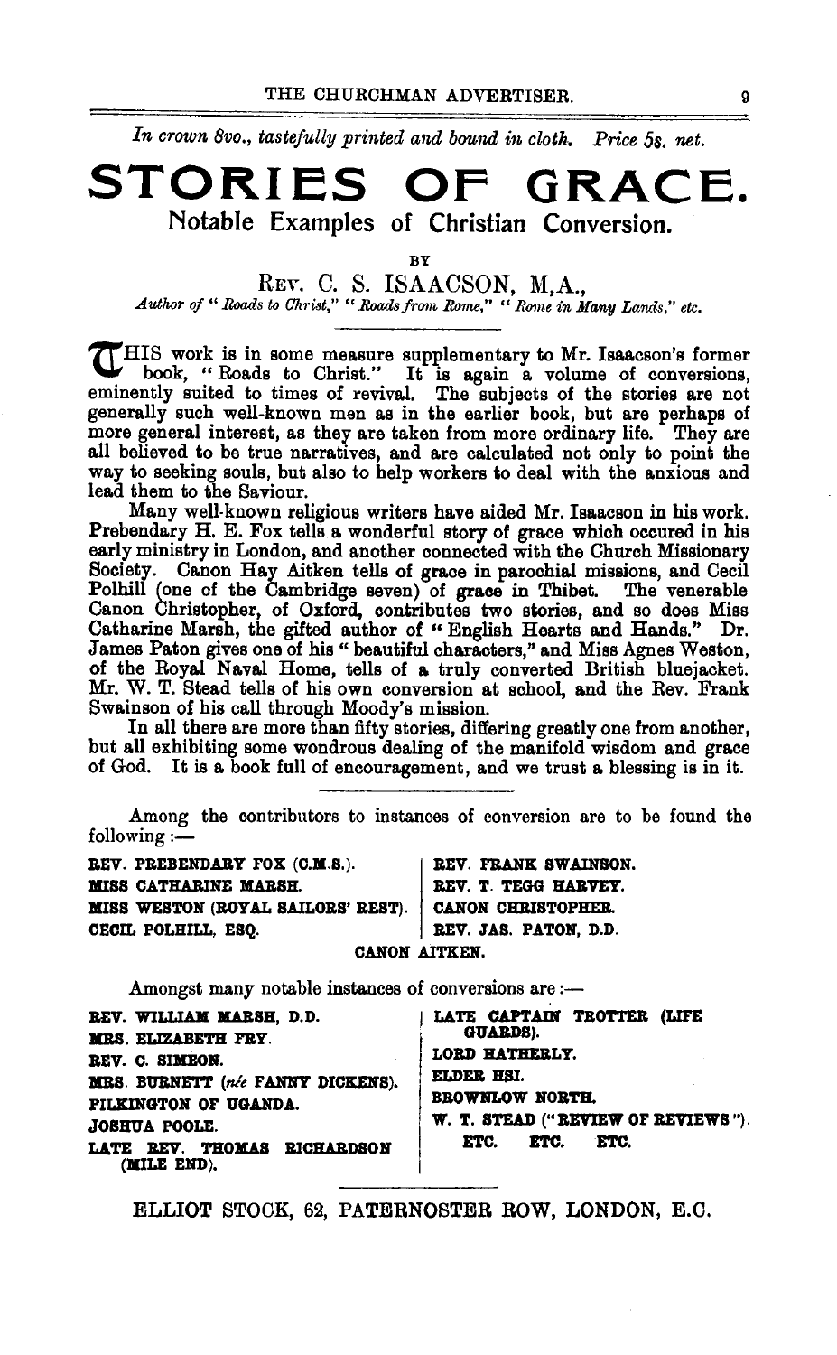*In crown 8vo., tastefully printed and bound in cloth. Price 5s. net.*

# STORIES OF GRACE.

## Notable Examples of Christian Conversion.

BY

REV. C. S. ISAACSON, M.A.,

*Author of "Roads to Christ," "Roads from Rome," "Rome in Many Lands," etc.*

---

THIS work is in some measure supplementary to Mr. Isaacson's former book, "Roads to Christ." It is again a volume of conversions, eminently suited to times of revival. The subjects of the stories are not generally such well-known men as in the earlier book, but are perhaps of more general interest, as they are taken from more ordinary life. They are all believed to be true narratives, and are calculated not only to point the way to seeking souls, but also to help workers to deal with the anxious and lead them to the Saviour.

Many well-known religious writers have aided Mr. Isaacson in his work. Prebendary H. E. Fox tells a wonderful story of grace which occured in his early ministry in London, and another connected with the Church Missionary Society. Canon Hay Aitken tells of grace in parochial missions, and Cecil Polhill (one of the Cambridge seven) of grace in Thibet. The venerable Canon Christopher, of Oxford, contributes two stories, and so does Miss Catharine Marsh, the gifted author of "English Hearts and Hands." Dr. James Paton gives one of his "beautiful characters," and Miss Agnes Weston, of the Royal Naval Home, tells of a truly converted British bluejacket. Mr. W. T. Stead tells of his own conversion at school, and the Rev. Frank Swainson of his call through Moody's mission.

In all there are more than fifty stories, differing greatly one from another, but all exhibiting some wondrous dealing of the manifold wisdom and grace of God. It is a book full of encouragement, and we trust a blessing is in it.

---

Among the contributors to instances of conversion are to be found the following :—

**REV. PREBENDARY FOX (C.M.S.).**
**MISS CATHARINE MARSH.**
**MISS WESTON (ROYAL SAILORS' REST).**
**CECIL POLHILL, ESQ.**
**REV. FRANK SWAINSON.**
**REV. T. TEGG HARVEY.**
**CANON CHRISTOPHER.**
**REV. JAS. PATON, D.D.**
**CANON AITKEN.**

Amongst many notable instances of conversions are :—

**REV. WILLIAM MARSH, D.D.**
**MRS. ELIZABETH FRY.**
**REV. C. SIMEON.**
**MRS. BURNETT (*née* FANNY DICKENS).**
**PILKINGTON OF UGANDA.**
**JOSHUA POOLE.**
**LATE REV. THOMAS RICHARDSON (MILE END).**
**LATE CAPTAIN TROTTER (LIFE GUARDS).**
**LORD HATHERLY.**
**ELDER HSI.**
**BROWNLOW NORTH.**
**W. T. STEAD ("REVIEW OF REVIEWS").**
**ETC. ETC. ETC.**

---

ELLIOT STOCK, 62, PATERNOSTER ROW, LONDON, E.C.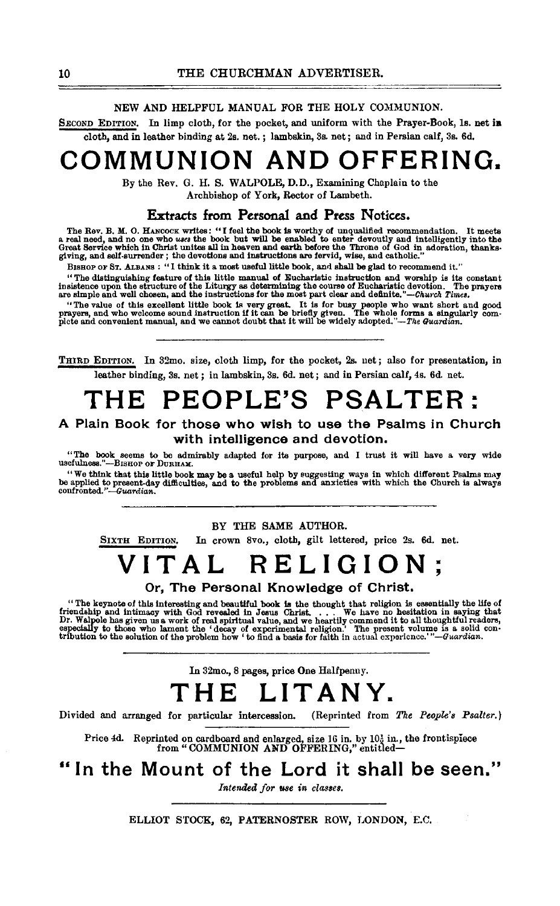NEW AND HELPFUL MANUAL FOR THE HOLY COMMUNION.

SECOND EDITION. In limp cloth, for the pocket, and uniform with the Prayer-Book, 1s. net in cloth, and in leather binding at 2s. net.; lambskin, 3s. net; and in Persian calf, 3s. 6d.

# COMMUNION AND OFFERING.

By the Rev. G. H. S. WALPOLE, D.D., Examining Chaplain to the Archbishop of York, Rector of Lambeth.

### Extracts from Personal and Press Notices.

The Rev. B. M. O. HANCOCK writes: "I feel the book is worthy of unqualified recommendation. It meets a real need, and no one who *uses* the book but will be enabled to enter devoutly and intelligently into the Great Service which in Christ unites all in heaven and earth before the Throne of God in adoration, thanksgiving, and self-surrender; the devotions and instructions are fervid, wise, and catholic."

BISHOP OF ST. ALBANS: "I think it a most useful little book, and shall be glad to recommend it."

"The distinguishing feature of this little manual of Eucharistic instruction and worship is its constant insistence upon the structure of the Liturgy as determining the course of Eucharistic devotion. The prayers are simple and well chosen, and the instructions for the most part clear and definite."—*Church Times.*

"The value of this excellent little book is very great. It is for busy people who want short and good prayers, and who welcome sound instruction if it can be briefly given. The whole forms a singularly complete and convenient manual, and we cannot doubt that it will be widely adopted."—*The Guardian.*

---

THIRD EDITION. In 32mo. size, cloth limp, for the pocket, 2s. net; also for presentation, in leather binding, 3s. net; in lambskin, 3s. 6d. net; and in Persian calf, 4s. 6d. net.

# THE PEOPLE'S PSALTER:

### A Plain Book for those who wish to use the Psalms in Church with intelligence and devotion.

"The book seems to be admirably adapted for its purpose, and I trust it will have a very wide usefulness."—BISHOP OF DURHAM.

"We think that this little book may be a useful help by suggesting ways in which different Psalms may be applied to present-day difficulties, and to the problems and anxieties with which the Church is always confronted."—*Guardian.*

---

BY THE SAME AUTHOR.

SIXTH EDITION. In crown 8vo., cloth, gilt lettered, price 2s. 6d. net.

# VITAL RELIGION;

### Or, The Personal Knowledge of Christ.

"The keynote of this interesting and beautiful book is the thought that religion is essentially the life of friendship and intimacy with God revealed in Jesus Christ. . . . We have no hesitation in saying that Dr. Walpole has given us a work of real spiritual value, and we heartily commend it to all thoughtful readers, especially to those who lament the 'decay of experimental religion.' The present volume is a solid contribution to the solution of the problem how 'to find a basis for faith in actual experience.'"—*Guardian.*

---

In 32mo., 8 pages, price One Halfpenny.

# THE LITANY.

Divided and arranged for particular intercession. (Reprinted from *The People's Psalter.*)

Price 4d. Reprinted on cardboard and enlarged, size 16 in. by $10\frac{1}{2}$ in., the frontispiece from "COMMUNION AND OFFERING," entitled—

## "In the Mount of the Lord it shall be seen."

*Intended for use in classes.*

---

ELLIOT STOCK, 62, PATERNOSTER ROW, LONDON, E.C.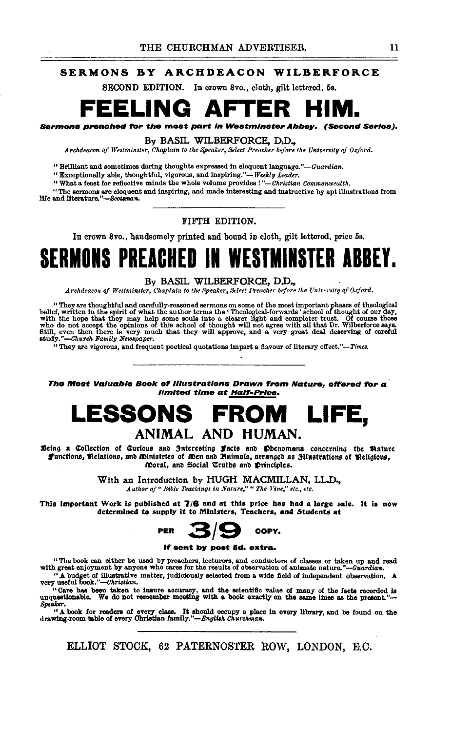## SERMONS BY ARCHDEACON WILBERFORCE

SECOND EDITION. In crown 8vo., cloth, gilt lettered, 5s.

# FEELING AFTER HIM.

***Sermons preached for the most part in Westminster Abbey. (Second Series).***

By BASIL WILBERFORCE, D.D.,

*Archdeacon of Westminster, Chaplain to the Speaker, Select Preacher before the University of Oxford.*

"Brilliant and sometimes daring thoughts expressed in eloquent language."—*Guardian.*

"Exceptionally able, thoughtful, vigorous, and inspiring."—*Weekly Leader.*

"What a feast for reflective minds the whole volume provides!"—*Christian Commonwealth.*

"The sermons are eloquent and inspiring, and made interesting and instructive by apt illustrations from life and literature."—*Scotsman.*

---

FIFTH EDITION.

In crown 8vo., handsomely printed and bound in cloth, gilt lettered, price 5s.

# SERMONS PREACHED IN WESTMINSTER ABBEY.

By BASIL WILBERFORCE, D.D.,

*Archdeacon of Westminster, Chaplain to the Speaker, Select Preacher before the University of Oxford.*

"They are thoughtful and carefully-reasoned sermons on some of the most important phases of theological belief, written in the spirit of what the author terms the 'Theological-forwards' school of thought of our day, with the hope that they may help some souls into a clearer light and completer trust. Of course those who do not accept the opinions of this school of thought will not agree with all that Dr. Wilberforce says. Still, even then there is very much that they will approve, and a very great deal deserving of careful study."—*Church Family Newspaper.*

"They are vigorous, and frequent poetical quotations impart a flavour of literary effect."—*Times.*

---

***The Most Valuable Book of Illustrations Drawn from Nature, offered for a limited time at Half-Price.***

# LESSONS FROM LIFE,

## ANIMAL AND HUMAN.

Being a Collection of Curious and Interesting Facts and Phenomena concerning the Nature Functions, Relations, and Ministries of Men and Animals, arranged as Illustrations of Religious, Moral, and Social Truths and Principles.

With an Introduction by HUGH MACMILLAN, LL.D.,

*Author of "Bible Teachings in Nature," "The Vine," etc., etc.*

**This important Work is published at 7/6 and at this price has had a large sale. It is now determined to supply it to Ministers, Teachers, and Students at**

**PER 3/9 COPY.**

**If sent by post 5d. extra.**

"The book can either be used by preachers, lecturers, and conductors of classes or taken up and read with great enjoyment by anyone who cares for the results of observation of animate nature."—*Guardian.*

"A budget of illustrative matter, judiciously selected from a wide field of independent observation. A very useful book."—*Christian.*

"Care has been taken to insure accuracy, and the scientific value of many of the facts recorded is unquestionable. We do not remember meeting with a book exactly on the same lines as the present."—*Speaker.*

"A book for readers of every class. It should occupy a place in every library, and be found on the drawing-room table of every Christian family."—*English Churchman.*

---

ELLIOT STOCK, 62 PATERNOSTER ROW, LONDON, E.C.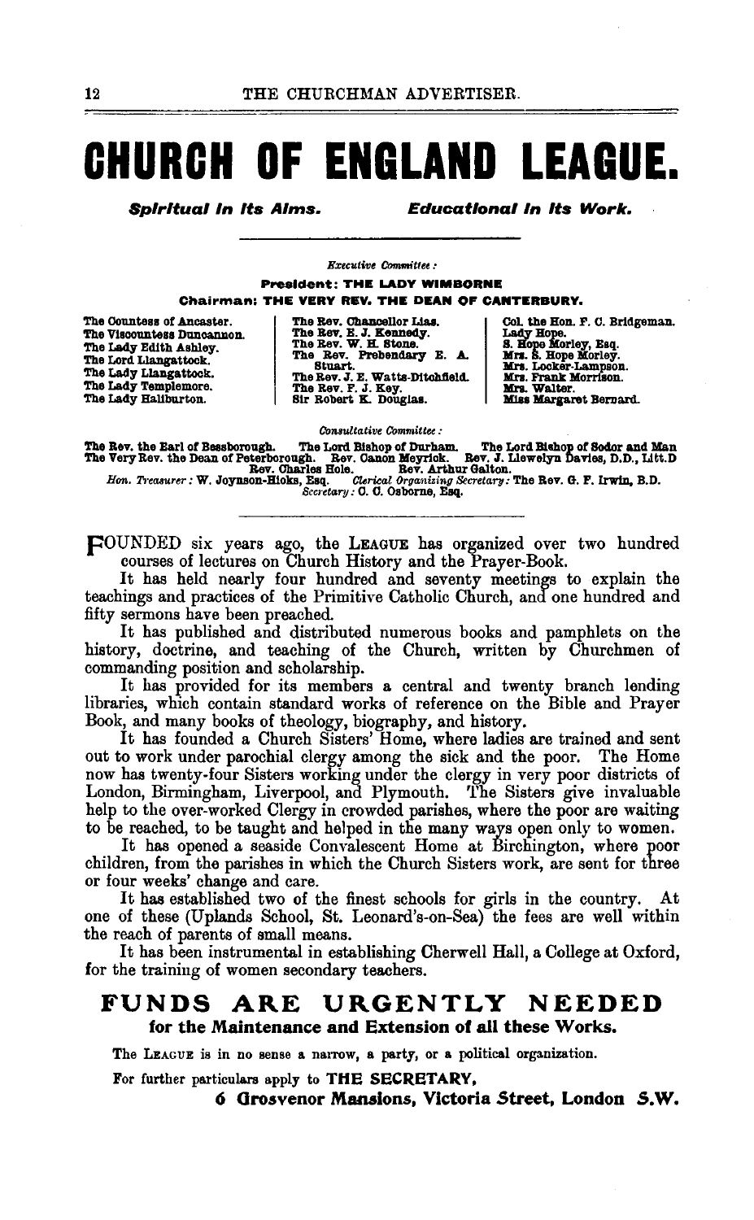# CHURCH OF ENGLAND LEAGUE.

***Spiritual in its Aims.*** ***Educational in its Work.***

*Executive Committee:*

**President: THE LADY WIMBORNE**

**Chairman: THE VERY REV. THE DEAN OF CANTERBURY.**

The Countess of Ancaster.
The Viscountess Duncannon.
The Lady Edith Ashley.
The Lord Llangattock.
The Lady Llangattock.
The Lady Templemore.
The Lady Haliburton.

The Rev. Chancellor Lias.
The Rev. E. J. Kennedy.
The Rev. W. H. Stone.
The Rev. Prebendary E. A. Stuart.
The Rev. J. E. Watts-Ditchfield.
The Rev. F. J. Key.
Sir Robert K. Douglas.

Col. the Hon. F. C. Bridgeman.
Lady Hope.
S. Hope Morley, Esq.
Mrs. S. Hope Morley.
Mrs. Locker-Lampson.
Mrs. Frank Morrison.
Mrs. Walter.
Miss Margaret Bernard.

*Consultative Committee:*

The Rev. the Earl of Bessborough. The Lord Bishop of Durham. The Lord Bishop of Sodor and Man
The Very Rev. the Dean of Peterborough. Rev. Canon Meyrick. Rev. J. Llewelyn Davies, D.D., Litt.D
Rev. Charles Hole. Rev. Arthur Galton.
*Hon. Treasurer:* W. Joynson-Hicks, Esq. *Clerical Organizing Secretary:* The Rev. G. F. Irwin, B.D.
*Secretary:* C. C. Osborne, Esq.

FOUNDED six years ago, the LEAGUE has organized over two hundred courses of lectures on Church History and the Prayer-Book.

It has held nearly four hundred and seventy meetings to explain the teachings and practices of the Primitive Catholic Church, and one hundred and fifty sermons have been preached.

It has published and distributed numerous books and pamphlets on the history, doctrine, and teaching of the Church, written by Churchmen of commanding position and scholarship.

It has provided for its members a central and twenty branch lending libraries, which contain standard works of reference on the Bible and Prayer Book, and many books of theology, biography, and history.

It has founded a Church Sisters' Home, where ladies are trained and sent out to work under parochial clergy among the sick and the poor. The Home now has twenty-four Sisters working under the clergy in very poor districts of London, Birmingham, Liverpool, and Plymouth. The Sisters give invaluable help to the over-worked Clergy in crowded parishes, where the poor are waiting to be reached, to be taught and helped in the many ways open only to women.

It has opened a seaside Convalescent Home at Birchington, where poor children, from the parishes in which the Church Sisters work, are sent for three or four weeks' change and care.

It has established two of the finest schools for girls in the country. At one of these (Uplands School, St. Leonard's-on-Sea) the fees are well within the reach of parents of small means.

It has been instrumental in establishing Cherwell Hall, a College at Oxford, for the training of women secondary teachers.

## FUNDS ARE URGENTLY NEEDED

**for the Maintenance and Extension of all these Works.**

The LEAGUE is in no sense a narrow, a party, or a political organization.

For further particulars apply to **THE SECRETARY,**

**6 Grosvenor Mansions, Victoria Street, London S.W.**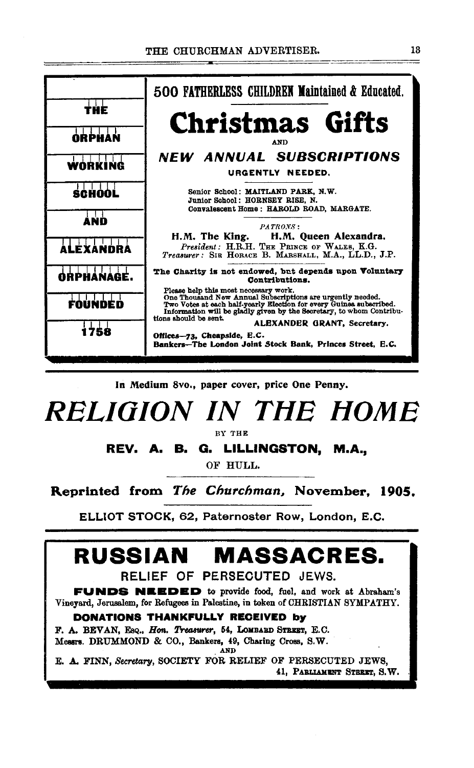| THE ORPHAN WORKING SCHOOL AND ALEXANDRA ORPHANAGE. FOUNDED 1758 |
|---|

**500 FATHERLESS CHILDREN Maintained & Educated.**

# Christmas Gifts

AND

## *NEW ANNUAL SUBSCRIPTIONS*

URGENTLY NEEDED.

Senior School: MAITLAND PARK, N.W.
Junior School: HORNSEY RISE, N.
Convalescent Home: HAROLD ROAD, MARGATE.

*PATRONS:*
**H.M. The King. H.M. Queen Alexandra.**
*President:* H.R.H. THE PRINCE OF WALES, K.G.
*Treasurer:* SIR HORACE B. MARSHALL, M.A., LL.D., J.P.

**The Charity is not endowed, but depends upon Voluntary Contributions.**

Please help this most necessary work.
One Thousand New Annual Subscriptions are urgently needed.
Two Votes at each half-yearly Election for every Guinea subscribed.
Information will be gladly given by the Secretary, to whom Contributions should be sent. **ALEXANDER GRANT, Secretary.**

**Offices—73, Cheapside, E.C.**
**Bankers—The London Joint Stock Bank, Princes Street, E.C.**

---

**In Medium 8vo., paper cover, price One Penny.**

# *RELIGION IN THE HOME*

BY THE

**REV. A. B. G. LILLINGSTON, M.A.,**

OF HULL.

**Reprinted from *The Churchman,* November, 1905.**

ELLIOT STOCK, 62, Paternoster Row, London, E.C.

---

# RUSSIAN MASSACRES.

## RELIEF OF PERSECUTED JEWS.

**FUNDS NEEDED** to provide food, fuel, and work at Abraham's Vineyard, Jerusalem, for Refugees in Palestine, in token of CHRISTIAN SYMPATHY.

**DONATIONS THANKFULLY RECEIVED by**

F. A. BEVAN, ESQ., *Hon. Treasurer,* 54, LOMBARD STREET, E.C.
Messrs. DRUMMOND & CO., Bankers, 49, Charing Cross, S.W.
AND
E. A. FINN, *Secretary,* SOCIETY FOR RELIEF OF PERSECUTED JEWS, 41, PARLIAMENT STREET, S.W.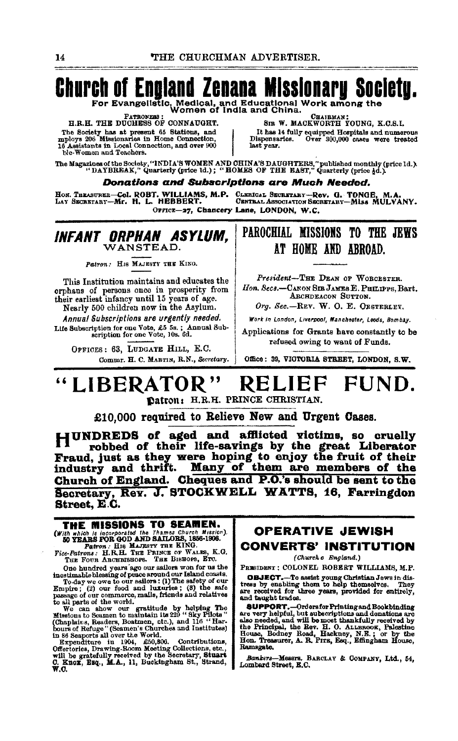# Church of England Zenana Missionary Society.

**For Evangelistic, Medical, and Educational Work among the Women of India and China.**

PATRONESS:
H.R.H. THE DUCHESS OF CONNAUGHT.

The Society has at present 65 Stations, and employs 206 Missionaries in Home Connection, 16 Assistants in Local Connection, and over 900 Bible-Women and Teachers.

CHAIRMAN:
SIR W. MACKWORTH YOUNG, K.C.S.I.

It has 14 fully equipped Hospitals and numerous Dispensaries. Over 300,000 cases were treated last year.

The Magazines of the Society, "INDIA'S WOMEN AND CHINA'S DAUGHTERS," published monthly (price 1d.). "DAYBREAK," Quarterly (price 1d.); "HOMES OF THE EAST," Quarterly (price ½d.).

***Donations and Subscriptions are Much Needed.***

HON. TREASURER—**Col. ROBT. WILLIAMS, M.P.** CLERICAL SECRETARY—**Rev. G. TONGE, M.A.**
LAY SECRETARY—**Mr. H. L. HEBBERT.** CENTRAL ASSOCIATION SECRETARY—**Miss MULVANY.**

OFFICE—**27, Chancery Lane, LONDON, W.C.**

---

## *INFANT ORPHAN ASYLUM,*
### WANSTEAD.

*Patron:* HIS MAJESTY THE KING.

This Institution maintains and educates the orphans of persons once in prosperity from their earliest infancy until 15 years of age. Nearly 500 children now in the Asylum.

*Annual Subscriptions are urgently needed.*

Life Subscription for one Vote, £5 5s.; Annual Subscription for one Vote, 10s. 6d.

OFFICES: 63, LUDGATE HILL, E.C.

Commr. H. C. MARTIN, R.N., *Secretary.*

---

## PAROCHIAL MISSIONS TO THE JEWS AT HOME AND ABROAD.

*President*—THE DEAN OF WORCESTER.
*Hon. Secs.*—CANON SIR JAMES E. PHILIPPS, Bart. ARCHDEACON SUTTON.
*Org. Sec.*—REV. W. O. E. OESTERLEY.

*Work in London, Liverpool, Manchester, Leeds, Bombay.*

Applications for Grants have constantly to be refused owing to want of Funds.

Office: 39, VICTORIA STREET, LONDON, S.W.

---

# "LIBERATOR" RELIEF FUND.

**Patron: H.R.H. PRINCE CHRISTIAN.**

**£10,000 required to Relieve New and Urgent Cases.**

**HUNDREDS of aged and afflicted victims, so cruelly robbed of their life-savings by the great Liberator Fraud, just as they were hoping to enjoy the fruit of their industry and thrift. Many of them are members of the Church of England. Cheques and P.O.'s should be sent to the Secretary, Rev. J. STOCKWELL WATTS, 16, Farringdon Street, E.C.**

---

## THE MISSIONS TO SEAMEN.

*(With which is incorporated the Thames Church Mission).*
**50 YEARS FOR GOD AND SAILORS, 1856-1906.**

*Patron:* HIS MAJESTY THE KING.
*Vice-Patrons:* H.R.H. THE PRINCE OF WALES, K.G. THE FOUR ARCHBISHOPS. THE BISHOPS, ETC.

One hundred years ago our sailors won for us the inestimable blessing of peace around our Island coasts.

To-day we owe to our sailors: (1) The safety of our Empire; (2) our food and luxuries; (3) the safe passage of our commerce, mails, friends and relatives to all parts of the world.

We can show our gratitude by helping The Missions to Seamen to maintain its 229 "Sky Pilots" (Chaplains, Readers, Boatmen, etc.), and 116 "Harbours of Refuge" (Seamen's Churches and Institutes) in 86 Seaports all over the World.

Expenditure in 1904, £50,806. Contributions, Offertories, Drawing-Room Meeting Collections, etc., will be gratefully received by the Secretary, **Stuart C. Knox**, Esq., M.A., 11, Buckingham St., Strand, W.C.

---

## OPERATIVE JEWISH CONVERTS' INSTITUTION

*(Church o England.)*

PRESIDENT: COLONEL ROBERT WILLIAMS, M.P.

**OBJECT.**—To assist young Christian Jews in distress by enabling them to help themselves. They are received for three years, provided for entirely, and taught trades.

**SUPPORT.**—Orders for Printing and Bookbinding are very helpful, but subscriptions and donations are also needed, and will be most thankfully received by the Principal, the Rev. H. O. ALLBROOK, Palestine House, Bodney Road, Hackney, N.E.; or by the Hon. Treasurer, A. R. PITE, Esq., Effingham House, Ramsgate.

*Bankers*—Messrs. BARCLAY & COMPANY, Ltd., 54, Lombard Street, E.C.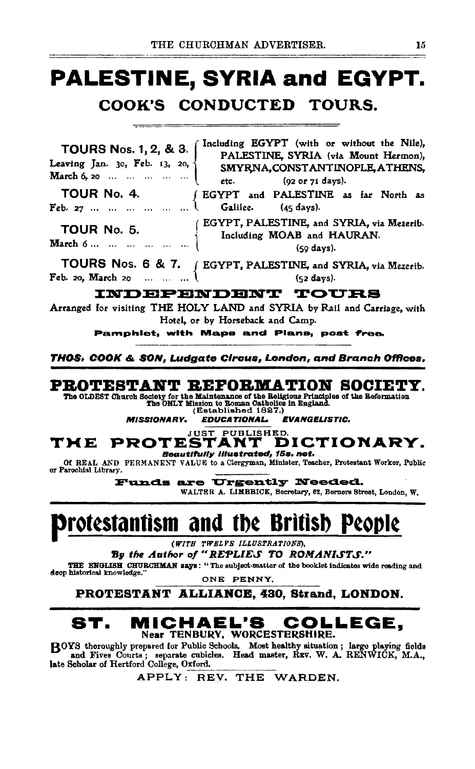# PALESTINE, SYRIA and EGYPT.

## COOK'S CONDUCTED TOURS.

**TOURS Nos. 1, 2, & 3.** Leaving Jan. 30, Feb. 13, 20, March 6, 20 ... ... ... ... ... — Including EGYPT (with or without the Nile), PALESTINE, SYRIA (via Mount Hermon), SMYRNA, CONSTANTINOPLE, ATHENS, etc. (92 or 71 days).

**TOUR No. 4.** Feb. 27 ... ... ... ... ... ... — EGYPT and PALESTINE as far North as Galilee. (45 days).

**TOUR No. 5.** March 6 ... ... ... ... ... ... — EGYPT, PALESTINE, and SYRIA, via Mezerib. Including MOAB and HAURAN. (59 days).

**TOURS Nos. 6 & 7.** Feb. 20, March 20 ... ... ... — EGYPT, PALESTINE, and SYRIA, via Mezerib. (52 days).

### INDEPENDENT TOURS

Arranged for visiting THE HOLY LAND and SYRIA by Rail and Carriage, with Hotel, or by Horseback and Camp.

**Pamphlet, with Maps and Plans, post free.**

***THOS. COOK & SON, Ludgate Circus, London, and Branch Offices.***

---

# PROTESTANT REFORMATION SOCIETY.

The OLDEST Church Society for the Maintenance of the Religious Principles of the Reformation
The ONLY Mission to Roman Catholics in England.
(Established 1827.)

***MISSIONARY. EDUCATIONAL. EVANGELISTIC.***

JUST PUBLISHED.

## THE PROTESTANT DICTIONARY.

***Beautifully illustrated, 15s. net.***

Of REAL AND PERMANENT VALUE to a Clergyman, Minister, Teacher, Protestant Worker, Public or Parochial Library.

**Funds are Urgently Needed.**

WALTER A. LIMBRICK, Secretary, 62, Berners Street, London, W.

---

# Protestantism and the British People

*(WITH TWELVE ILLUSTRATIONS),*

***By the Author of "REPLIES TO ROMANISTS."***

THE ENGLISH CHURCHMAN says: "The subject-matter of the booklet indicates wide reading and deep historical knowledge."

ONE PENNY.

**PROTESTANT ALLIANCE, 430, Strand, LONDON.**

---

# ST. MICHAEL'S COLLEGE,

Near TENBURY, WORCESTERSHIRE.

BOYS thoroughly prepared for Public Schools. Most healthy situation; large playing fields and Fives Courts; separate cubicles. Head master, REV. W. A. RENWICK, M.A., late Scholar of Hertford College, Oxford.

APPLY: REV. THE WARDEN.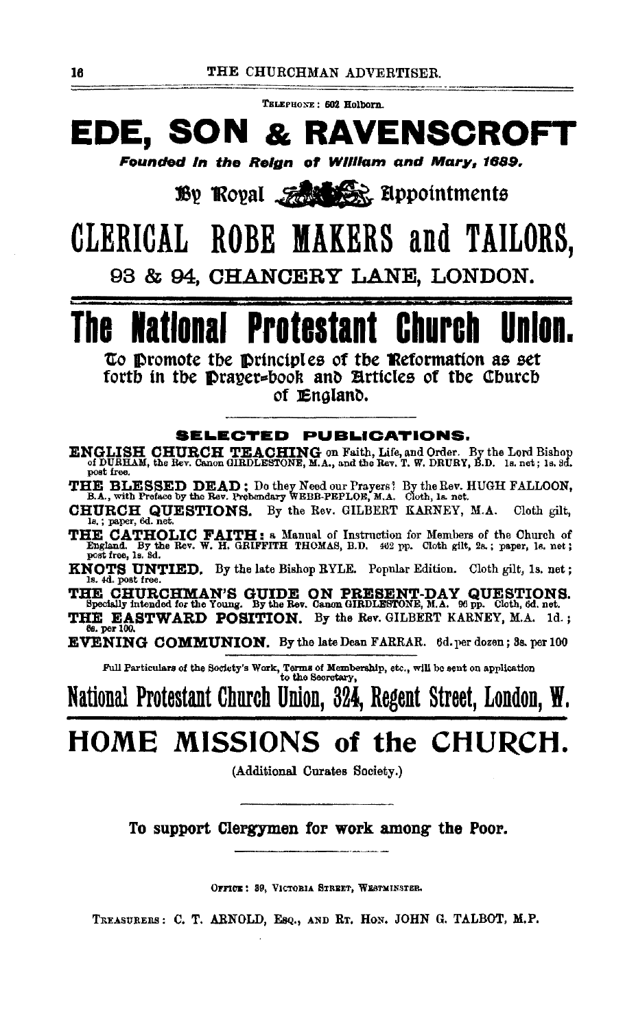TELEPHONE: 602 Holborn.

# EDE, SON & RAVENSCROFT

*Founded in the Reign of William and Mary, 1689.*

By Royal Appointments

# CLERICAL ROBE MAKERS and TAILORS,

## 93 & 94, CHANCERY LANE, LONDON.

---

# The National Protestant Church Union.

To Promote the Principles of the Reformation as set forth in the Prayer-book and Articles of the Church of England.

### SELECTED PUBLICATIONS.

**ENGLISH CHURCH TEACHING** on Faith, Life, and Order. By the Lord Bishop of DURHAM, the Rev. Canon GIRDLESTONE, M.A., and the Rev. T. W. DRURY, B.D. 1s. net; 1s. 3d. post free.

**THE BLESSED DEAD:** Do they Need our Prayers? By the Rev. HUGH FALLOON, B.A., with Preface by the Rev. Prebendary WEBB-PEPLOE, M.A. Cloth, 1s. net.

**CHURCH QUESTIONS.** By the Rev. GILBERT KARNEY, M.A. Cloth gilt, 1s.; paper, 6d. net.

**THE CATHOLIC FAITH:** a Manual of Instruction for Members of the Church of England. By the Rev. W. H. GRIFFITH THOMAS, B.D. 462 pp. Cloth gilt, 2s.; paper, 1s. net; post free, 1s. 3d.

**KNOTS UNTIED.** By the late Bishop RYLE. Popular Edition. Cloth gilt, 1s. net; 1s. 4d. post free.

**THE CHURCHMAN'S GUIDE ON PRESENT-DAY QUESTIONS.** Specially intended for the Young. By the Rev. Canon GIRDLESTONE, M.A. 96 pp. Cloth, 6d. net.

**THE EASTWARD POSITION.** By the Rev. GILBERT KARNEY, M.A. 1d.; 6s. per 100.

**EVENING COMMUNION.** By the late Dean FARRAR. 6d. per dozen; 3s. per 100

Full Particulars of the Society's Work, Terms of Membership, etc., will be sent on application to the Secretary,

## National Protestant Church Union, 324, Regent Street, London, W.

---

# HOME MISSIONS of the CHURCH.

(Additional Curates Society.)

To support Clergymen for work among the Poor.

OFFICE: 39, VICTORIA STREET, WESTMINSTER.

TREASURERS: C. T. ARNOLD, ESQ., AND RT. HON. JOHN G. TALBOT, M.P.